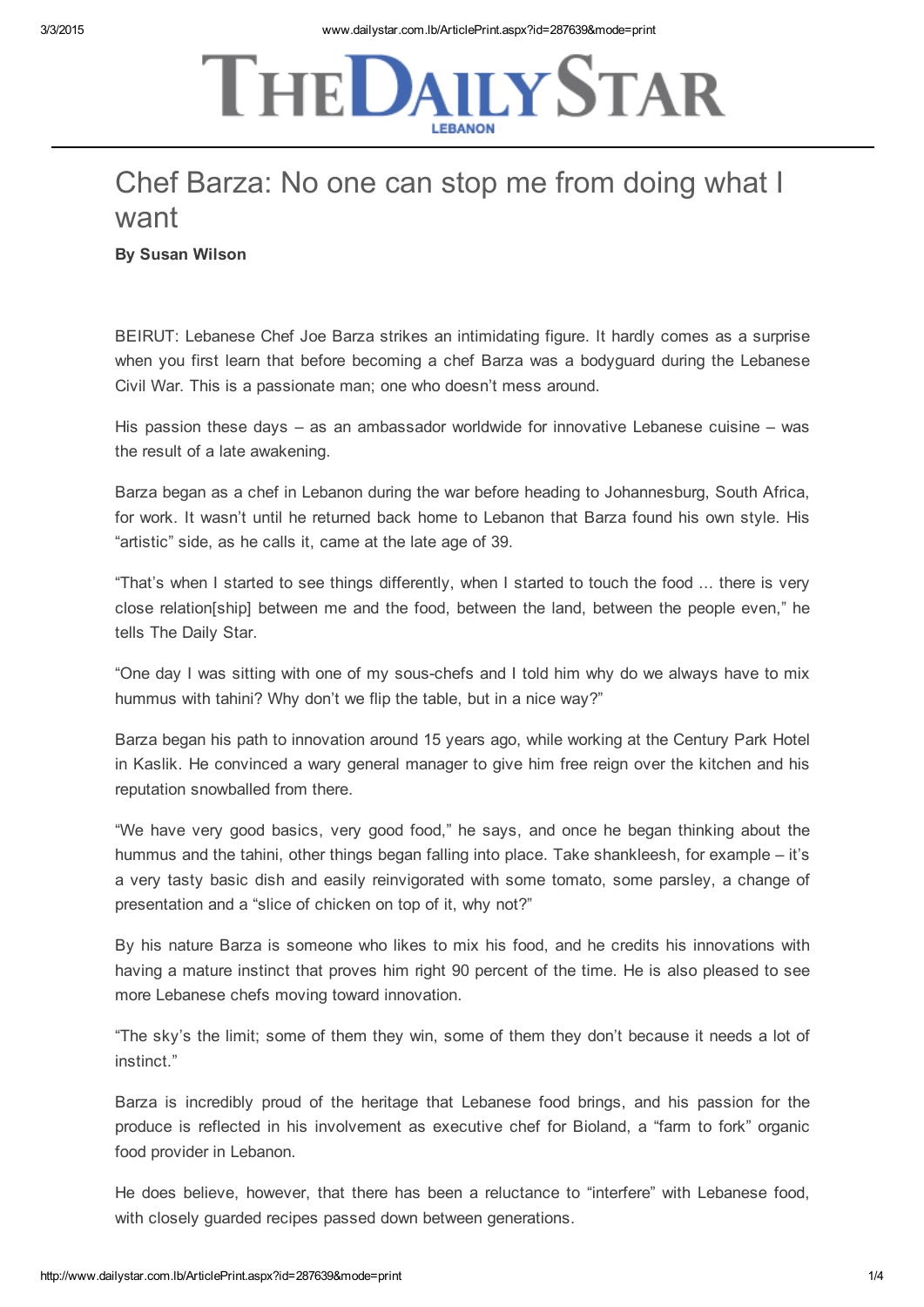# Chef Barza: No one can stop me from doing what I want

**By Susan Wilson**

BEIRUT: Lebanese Chef Joe Barza strikes an intimidating figure. It hardly comes as a surprise when you first learn that before becoming a chef Barza was a bodyguard during the Lebanese Civil War. This is a passionate man; one who doesn't mess around.

His passion these days – as an ambassador worldwide for innovative Lebanese cuisine – was the result of a late awakening.

Barza began as a chef in Lebanon during the war before heading to Johannesburg, South Africa, for work. It wasn't until he returned back home to Lebanon that Barza found his own style. His "artistic" side, as he calls it, came at the late age of 39.

"That's when I started to see things differently, when I started to touch the food ... there is very close relation[ship] between me and the food, between the land, between the people even," he tells The Daily Star.

"One day I was sitting with one of my sous-chefs and I told him why do we always have to mix hummus with tahini? Why don't we flip the table, but in a nice way?"

Barza began his path to innovation around 15 years ago, while working at the Century Park Hotel in Kaslik. He convinced a wary general manager to give him free reign over the kitchen and his reputation snowballed from there.

"We have very good basics, very good food," he says, and once he began thinking about the hummus and the tahini, other things began falling into place. Take shankleesh, for example – it's a very tasty basic dish and easily reinvigorated with some tomato, some parsley, a change of presentation and a "slice of chicken on top of it, why not?"

By his nature Barza is someone who likes to mix his food, and he credits his innovations with having a mature instinct that proves him right 90 percent of the time. He is also pleased to see more Lebanese chefs moving toward innovation.

"The sky's the limit; some of them they win, some of them they don't because it needs a lot of instinct."

Barza is incredibly proud of the heritage that Lebanese food brings, and his passion for the produce is reflected in his involvement as executive chef for Bioland, a "farm to fork" organic food provider in Lebanon.

He does believe, however, that there has been a reluctance to "interfere" with Lebanese food, with closely guarded recipes passed down between generations.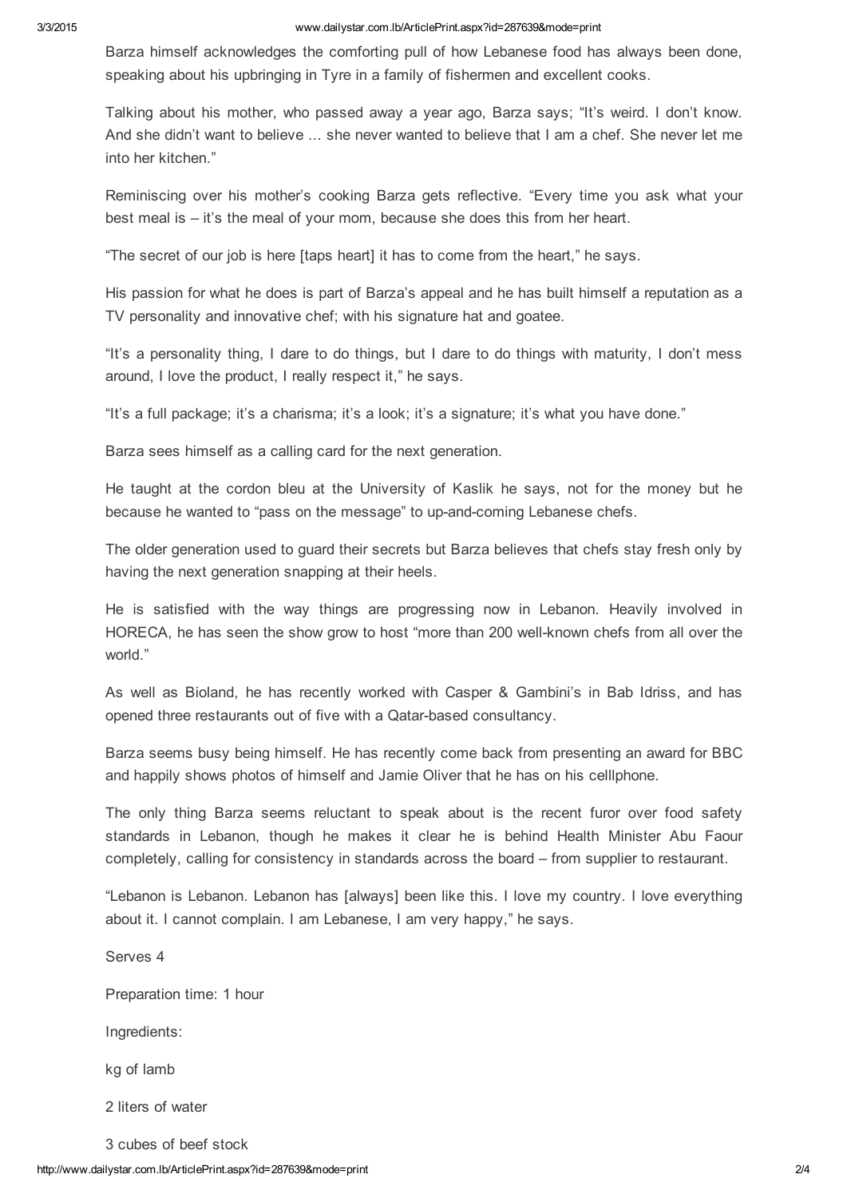Barza himself acknowledges the comforting pull of how Lebanese food has always been done, speaking about his upbringing in Tyre in a family of fishermen and excellent cooks.

Talking about his mother, who passed away a year ago, Barza says; "It's weird. I don't know. And she didn't want to believe ... she never wanted to believe that I am a chef. She never let me into her kitchen."

Reminiscing over his mother's cooking Barza gets reflective. "Every time you ask what your best meal is – it's the meal of your mom, because she does this from her heart.

"The secret of our job is here [taps heart] it has to come from the heart," he says.

His passion for what he does is part of Barza's appeal and he has built himself a reputation as a TV personality and innovative chef; with his signature hat and goatee.

"It's a personality thing, I dare to do things, but I dare to do things with maturity, I don't mess around, I love the product, I really respect it," he says.

"It's a full package; it's a charisma; it's a look; it's a signature; it's what you have done."

Barza sees himself as a calling card for the next generation.

He taught at the cordon bleu at the University of Kaslik he says, not for the money but he because he wanted to "pass on the message" to up-and-coming Lebanese chefs.

The older generation used to guard their secrets but Barza believes that chefs stay fresh only by having the next generation snapping at their heels.

He is satisfied with the way things are progressing now in Lebanon. Heavily involved in HORECA, he has seen the show grow to host "more than 200 well-known chefs from all over the world."

As well as Bioland, he has recently worked with Casper & Gambini's in Bab Idriss, and has opened three restaurants out of five with a Qatar-based consultancy.

Barza seems busy being himself. He has recently come back from presenting an award for BBC and happily shows photos of himself and Jamie Oliver that he has on his celllphone.

The only thing Barza seems reluctant to speak about is the recent furor over food safety standards in Lebanon, though he makes it clear he is behind Health Minister Abu Faour completely, calling for consistency in standards across the board – from supplier to restaurant.

"Lebanon is Lebanon. Lebanon has [always] been like this. I love my country. I love everything about it. I cannot complain. I am Lebanese, I am very happy," he says.

Serves 4

Preparation time: 1 hour

Ingredients:

kg of lamb

2 liters of water

3 cubes of beef stock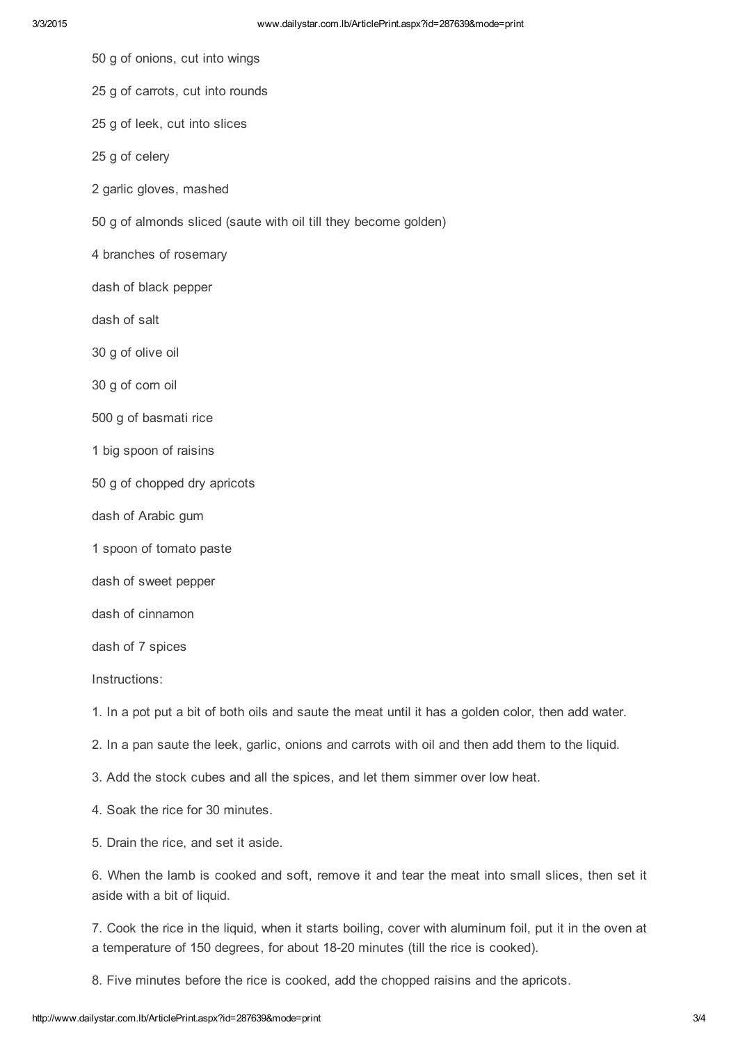50 g of onions, cut into wings

25 g of carrots, cut into rounds

25 g of leek, cut into slices

25 g of celery

2 garlic gloves, mashed

50 g of almonds sliced (saute with oil till they become golden)

4 branches of rosemary

dash of black pepper

dash of salt

30 g of olive oil

30 g of corn oil

500 g of basmati rice

1 big spoon of raisins

50 g of chopped dry apricots

dash of Arabic gum

1 spoon of tomato paste

dash of sweet pepper

dash of cinnamon

dash of 7 spices

Instructions:

1. In a pot put a bit of both oils and saute the meat until it has a golden color, then add water.
2. In a pan saute the leek, garlic, onions and carrots with oil and then add them to the liquid.
3. Add the stock cubes and all the spices, and let them simmer over low heat.
4. Soak the rice for 30 minutes.
5. Drain the rice, and set it aside.
6. When the lamb is cooked and soft, remove it and tear the meat into small slices, then set it aside with a bit of liquid.
7. Cook the rice in the liquid, when it starts boiling, cover with aluminum foil, put it in the oven at a temperature of 150 degrees, for about 18-20 minutes (till the rice is cooked).
8. Five minutes before the rice is cooked, add the chopped raisins and the apricots.